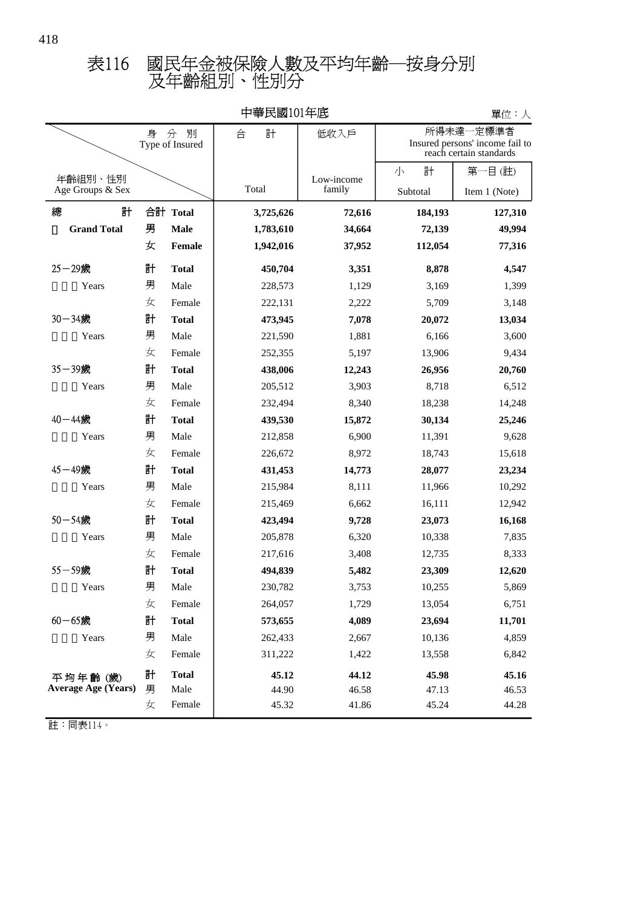# 表116　國民年金被保險人數及平均年齡─按身分別及年齡組別、性別分

中華民國101年底

單位：人

| 年齡組別、性別 Age Groups & Sex | 身分別 Type of Insured | 合計 Total | 低收入戶 Low-income family | 所得未達一定標準者 Insured persons' income fail to reach certain standards 小計 Subtotal | 第一目(註) Item 1 (Note) |
|---|---|---|---|---|---|
| **總計 Grand Total** | **合計 Total** | **3,725,626** | **72,616** | **184,193** | **127,310** |
| | **男 Male** | **1,783,610** | **34,664** | **72,139** | **49,994** |
| | **女 Female** | **1,942,016** | **37,952** | **112,054** | **77,316** |
| 25－29歲 Years | **計 Total** | **450,704** | **3,351** | **8,878** | **4,547** |
| | 男 Male | 228,573 | 1,129 | 3,169 | 1,399 |
| | 女 Female | 222,131 | 2,222 | 5,709 | 3,148 |
| 30－34歲 Years | **計 Total** | **473,945** | **7,078** | **20,072** | **13,034** |
| | 男 Male | 221,590 | 1,881 | 6,166 | 3,600 |
| | 女 Female | 252,355 | 5,197 | 13,906 | 9,434 |
| 35－39歲 Years | **計 Total** | **438,006** | **12,243** | **26,956** | **20,760** |
| | 男 Male | 205,512 | 3,903 | 8,718 | 6,512 |
| | 女 Female | 232,494 | 8,340 | 18,238 | 14,248 |
| 40－44歲 Years | **計 Total** | **439,530** | **15,872** | **30,134** | **25,246** |
| | 男 Male | 212,858 | 6,900 | 11,391 | 9,628 |
| | 女 Female | 226,672 | 8,972 | 18,743 | 15,618 |
| 45－49歲 Years | **計 Total** | **431,453** | **14,773** | **28,077** | **23,234** |
| | 男 Male | 215,984 | 8,111 | 11,966 | 10,292 |
| | 女 Female | 215,469 | 6,662 | 16,111 | 12,942 |
| 50－54歲 Years | **計 Total** | **423,494** | **9,728** | **23,073** | **16,168** |
| | 男 Male | 205,878 | 6,320 | 10,338 | 7,835 |
| | 女 Female | 217,616 | 3,408 | 12,735 | 8,333 |
| 55－59歲 Years | **計 Total** | **494,839** | **5,482** | **23,309** | **12,620** |
| | 男 Male | 230,782 | 3,753 | 10,255 | 5,869 |
| | 女 Female | 264,057 | 1,729 | 13,054 | 6,751 |
| 60－65歲 Years | **計 Total** | **573,655** | **4,089** | **23,694** | **11,701** |
| | 男 Male | 262,433 | 2,667 | 10,136 | 4,859 |
| | 女 Female | 311,222 | 1,422 | 13,558 | 6,842 |
| **平均年齡(歲) Average Age (Years)** | **計 Total** | **45.12** | **44.12** | **45.98** | **45.16** |
| | 男 Male | 44.90 | 46.58 | 47.13 | 46.53 |
| | 女 Female | 45.32 | 41.86 | 45.24 | 44.28 |

註：同表114。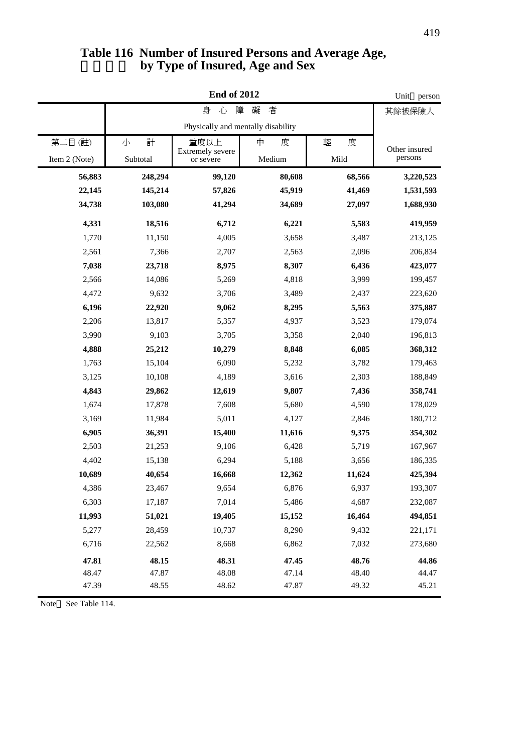# Table 116 Number of Insured Persons and Average Age, by Type of Insured, Age and Sex

**End of 2012**

Unit person

| | 身心障礙者 | | | | 其餘被保險人 |
|---|---|---|---|---|---|
| | Physically and mentally disability | | | | |
| 第二目(註) Item 2 (Note) | 小計 Subtotal | 重度以上 Extremely severe or severe | 中度 Medium | 輕度 Mild | Other insured persons |
| **56,883** | **248,294** | **99,120** | **80,608** | **68,566** | **3,220,523** |
| **22,145** | **145,214** | **57,826** | **45,919** | **41,469** | **1,531,593** |
| **34,738** | **103,080** | **41,294** | **34,689** | **27,097** | **1,688,930** |
| **4,331** | **18,516** | **6,712** | **6,221** | **5,583** | **419,959** |
| 1,770 | 11,150 | 4,005 | 3,658 | 3,487 | 213,125 |
| 2,561 | 7,366 | 2,707 | 2,563 | 2,096 | 206,834 |
| **7,038** | **23,718** | **8,975** | **8,307** | **6,436** | **423,077** |
| 2,566 | 14,086 | 5,269 | 4,818 | 3,999 | 199,457 |
| 4,472 | 9,632 | 3,706 | 3,489 | 2,437 | 223,620 |
| **6,196** | **22,920** | **9,062** | **8,295** | **5,563** | **375,887** |
| 2,206 | 13,817 | 5,357 | 4,937 | 3,523 | 179,074 |
| 3,990 | 9,103 | 3,705 | 3,358 | 2,040 | 196,813 |
| **4,888** | **25,212** | **10,279** | **8,848** | **6,085** | **368,312** |
| 1,763 | 15,104 | 6,090 | 5,232 | 3,782 | 179,463 |
| 3,125 | 10,108 | 4,189 | 3,616 | 2,303 | 188,849 |
| **4,843** | **29,862** | **12,619** | **9,807** | **7,436** | **358,741** |
| 1,674 | 17,878 | 7,608 | 5,680 | 4,590 | 178,029 |
| 3,169 | 11,984 | 5,011 | 4,127 | 2,846 | 180,712 |
| **6,905** | **36,391** | **15,400** | **11,616** | **9,375** | **354,302** |
| 2,503 | 21,253 | 9,106 | 6,428 | 5,719 | 167,967 |
| 4,402 | 15,138 | 6,294 | 5,188 | 3,656 | 186,335 |
| **10,689** | **40,654** | **16,668** | **12,362** | **11,624** | **425,394** |
| 4,386 | 23,467 | 9,654 | 6,876 | 6,937 | 193,307 |
| 6,303 | 17,187 | 7,014 | 5,486 | 4,687 | 232,087 |
| **11,993** | **51,021** | **19,405** | **15,152** | **16,464** | **494,851** |
| 5,277 | 28,459 | 10,737 | 8,290 | 9,432 | 221,171 |
| 6,716 | 22,562 | 8,668 | 6,862 | 7,032 | 273,680 |
| **47.81** | **48.15** | **48.31** | **47.45** | **48.76** | **44.86** |
| 48.47 | 47.87 | 48.08 | 47.14 | 48.40 | 44.47 |
| 47.39 | 48.55 | 48.62 | 47.87 | 49.32 | 45.21 |

Note See Table 114.